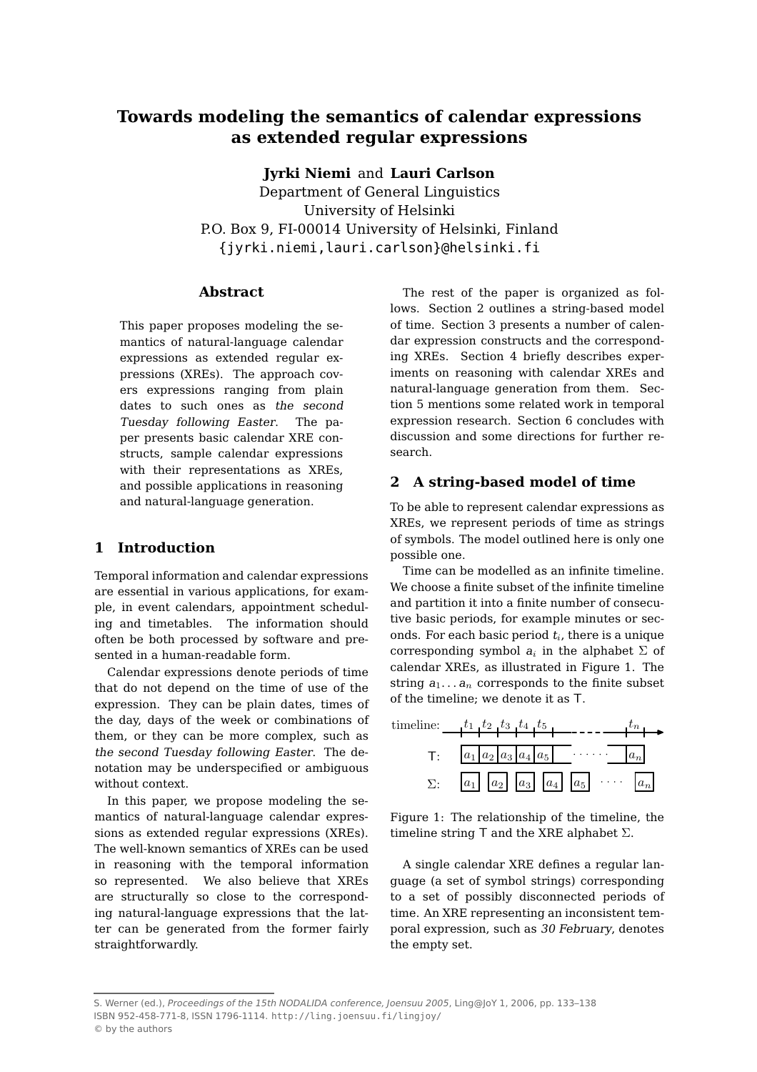# Towards modeling the semantics of calendar expressions as extended regular expressions

**Jyrki Niemi** and **Lauri Carlson**
Department of General Linguistics
University of Helsinki
P.O. Box 9, FI-00014 University of Helsinki, Finland
{jyrki.niemi,lauri.carlson}@helsinki.fi

## Abstract

This paper proposes modeling the semantics of natural-language calendar expressions as extended regular expressions (XREs). The approach covers expressions ranging from plain dates to such ones as *the second Tuesday following Easter*. The paper presents basic calendar XRE constructs, sample calendar expressions with their representations as XREs, and possible applications in reasoning and natural-language generation.

## 1 Introduction

Temporal information and calendar expressions are essential in various applications, for example, in event calendars, appointment scheduling and timetables. The information should often be both processed by software and presented in a human-readable form.

Calendar expressions denote periods of time that do not depend on the time of use of the expression. They can be plain dates, times of the day, days of the week or combinations of them, or they can be more complex, such as *the second Tuesday following Easter*. The denotation may be underspecified or ambiguous without context.

In this paper, we propose modeling the semantics of natural-language calendar expressions as extended regular expressions (XREs). The well-known semantics of XREs can be used in reasoning with the temporal information so represented. We also believe that XREs are structurally so close to the corresponding natural-language expressions that the latter can be generated from the former fairly straightforwardly.

The rest of the paper is organized as follows. Section 2 outlines a string-based model of time. Section 3 presents a number of calendar expression constructs and the corresponding XREs. Section 4 briefly describes experiments on reasoning with calendar XREs and natural-language generation from them. Section 5 mentions some related work in temporal expression research. Section 6 concludes with discussion and some directions for further research.

## 2 A string-based model of time

To be able to represent calendar expressions as XREs, we represent periods of time as strings of symbols. The model outlined here is only one possible one.

Time can be modelled as an infinite timeline. We choose a finite subset of the infinite timeline and partition it into a finite number of consecutive basic periods, for example minutes or seconds. For each basic period $t_i$, there is a unique corresponding symbol $a_i$ in the alphabet $\Sigma$ of calendar XREs, as illustrated in Figure 1. The string $a_1 \ldots a_n$ corresponds to the finite subset of the timeline; we denote it as $\mathsf{T}$.

```
timeline:  |t1 |t2 |t3 |t4 |t5 |- - - -   |tn |--->
T:         [a1|a2|a3|a4|a5|  · · · · · ·  |an]
Σ:         [a1] [a2] [a3] [a4] [a5]  · · · ·  [an]
```

Figure 1: The relationship of the timeline, the timeline string $\mathsf{T}$ and the XRE alphabet $\Sigma$.

A single calendar XRE defines a regular language (a set of symbol strings) corresponding to a set of possibly disconnected periods of time. An XRE representing an inconsistent temporal expression, such as *30 February*, denotes the empty set.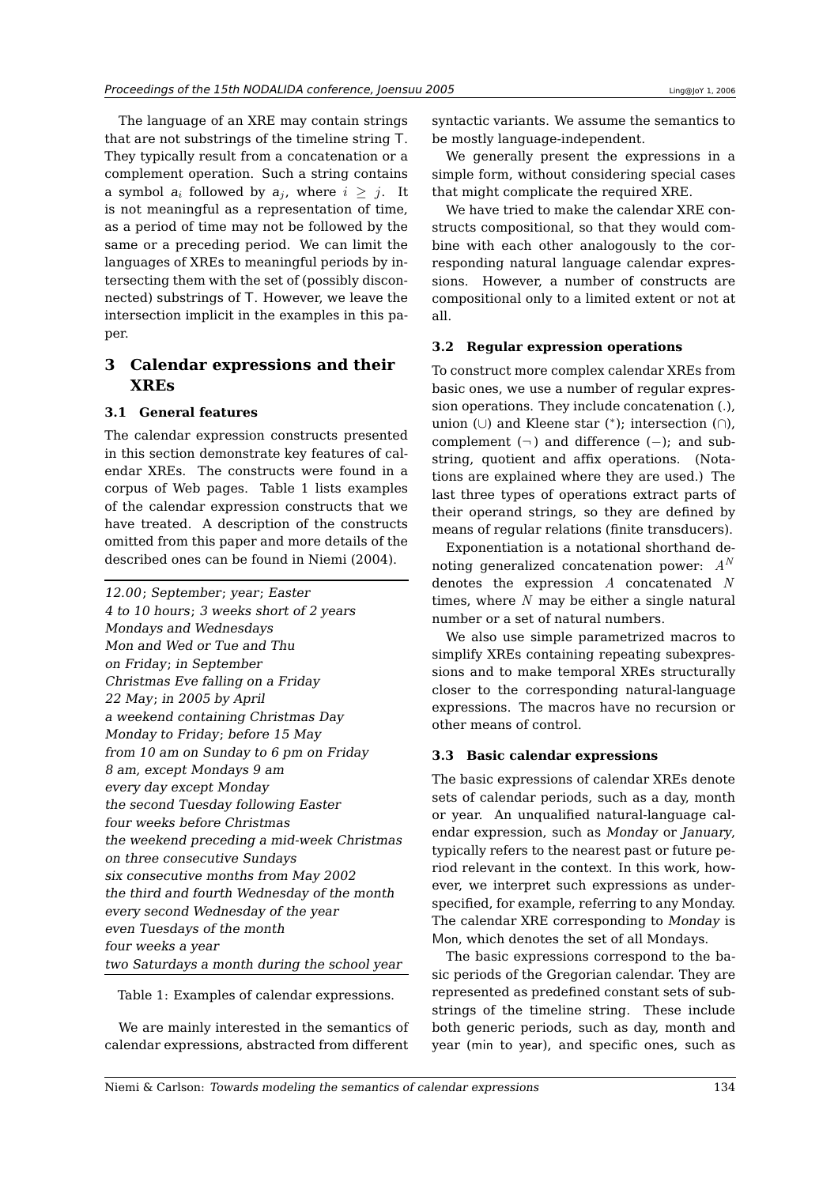The language of an XRE may contain strings that are not substrings of the timeline string T. They typically result from a concatenation or a complement operation. Such a string contains a symbol $a_i$ followed by $a_j$, where $i \geq j$. It is not meaningful as a representation of time, as a period of time may not be followed by the same or a preceding period. We can limit the languages of XREs to meaningful periods by intersecting them with the set of (possibly disconnected) substrings of T. However, we leave the intersection implicit in the examples in this paper.

## 3 Calendar expressions and their XREs

### 3.1 General features

The calendar expression constructs presented in this section demonstrate key features of calendar XREs. The constructs were found in a corpus of Web pages. Table 1 lists examples of the calendar expression constructs that we have treated. A description of the constructs omitted from this paper and more details of the described ones can be found in Niemi (2004).

| |
|---|
| *12.00*; *September*; *year*; *Easter* |
| *4 to 10 hours*; *3 weeks short of 2 years* |
| *Mondays and Wednesdays* |
| *Mon and Wed or Tue and Thu* |
| *on Friday*; *in September* |
| *Christmas Eve falling on a Friday* |
| *22 May*; *in 2005 by April* |
| *a weekend containing Christmas Day* |
| *Monday to Friday*; *before 15 May* |
| *from 10 am on Sunday to 6 pm on Friday* |
| *8 am, except Mondays 9 am* |
| *every day except Monday* |
| *the second Tuesday following Easter* |
| *four weeks before Christmas* |
| *the weekend preceding a mid-week Christmas* |
| *on three consecutive Sundays* |
| *six consecutive months from May 2002* |
| *the third and fourth Wednesday of the month* |
| *every second Wednesday of the year* |
| *even Tuesdays of the month* |
| *four weeks a year* |
| *two Saturdays a month during the school year* |

Table 1: Examples of calendar expressions.

We are mainly interested in the semantics of calendar expressions, abstracted from different syntactic variants. We assume the semantics to be mostly language-independent.

We generally present the expressions in a simple form, without considering special cases that might complicate the required XRE.

We have tried to make the calendar XRE constructs compositional, so that they would combine with each other analogously to the corresponding natural language calendar expressions. However, a number of constructs are compositional only to a limited extent or not at all.

### 3.2 Regular expression operations

To construct more complex calendar XREs from basic ones, we use a number of regular expression operations. They include concatenation (.), union ($\cup$) and Kleene star ($^*$); intersection ($\cap$), complement ($\neg$) and difference ($-$); and substring, quotient and affix operations. (Notations are explained where they are used.) The last three types of operations extract parts of their operand strings, so they are defined by means of regular relations (finite transducers).

Exponentiation is a notational shorthand denoting generalized concatenation power: $A^N$ denotes the expression $A$ concatenated $N$ times, where $N$ may be either a single natural number or a set of natural numbers.

We also use simple parametrized macros to simplify XREs containing repeating subexpressions and to make temporal XREs structurally closer to the corresponding natural-language expressions. The macros have no recursion or other means of control.

### 3.3 Basic calendar expressions

The basic expressions of calendar XREs denote sets of calendar periods, such as a day, month or year. An unqualified natural-language calendar expression, such as *Monday* or *January*, typically refers to the nearest past or future period relevant in the context. In this work, however, we interpret such expressions as underspecified, for example, referring to any Monday. The calendar XRE corresponding to *Monday* is Mon, which denotes the set of all Mondays.

The basic expressions correspond to the basic periods of the Gregorian calendar. They are represented as predefined constant sets of substrings of the timeline string. These include both generic periods, such as day, month and year (min to year), and specific ones, such as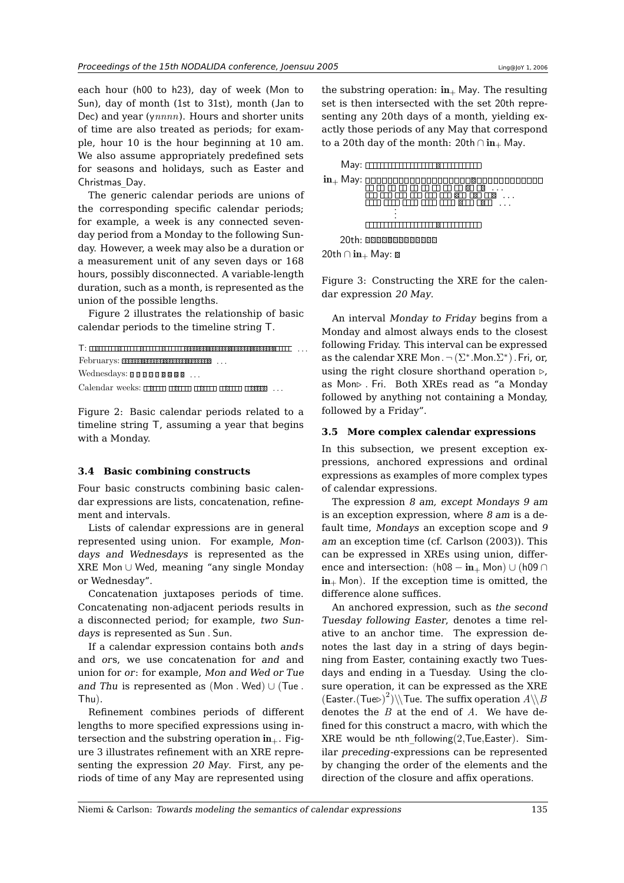each hour (h00 to h23), day of week (Mon to Sun), day of month (1st to 31st), month (Jan to Dec) and year (y*nnnn*). Hours and shorter units of time are also treated as periods; for example, hour 10 is the hour beginning at 10 am. We also assume appropriately predefined sets for seasons and holidays, such as Easter and Christmas_Day.

The generic calendar periods are unions of the corresponding specific calendar periods; for example, a week is any connected seven-day period from a Monday to the following Sunday. However, a week may also be a duration or a measurement unit of any seven days or 168 hours, possibly disconnected. A variable-length duration, such as a month, is represented as the union of the possible lengths.

Figure 2 illustrates the relationship of basic calendar periods to the timeline string T.

T: ...
Februarys: ...
Wednesdays: ...
Calendar weeks: ...

Figure 2: Basic calendar periods related to a timeline string T, assuming a year that begins with a Monday.

### 3.4 Basic combining constructs

Four basic constructs combining basic calendar expressions are lists, concatenation, refinement and intervals.

Lists of calendar expressions are in general represented using union. For example, *Mondays and Wednesdays* is represented as the XRE Mon $\cup$ Wed, meaning "any single Monday or Wednesday".

Concatenation juxtaposes periods of time. Concatenating non-adjacent periods results in a disconnected period; for example, *two Sundays* is represented as Sun . Sun.

If a calendar expression contains both *and*s and *or*s, we use concatenation for *and* and union for *or*: for example, *Mon and Wed or Tue and Thu* is represented as (Mon . Wed) $\cup$ (Tue . Thu).

Refinement combines periods of different lengths to more specified expressions using intersection and the substring operation $\mathbf{in}_+$. Figure 3 illustrates refinement with an XRE representing the expression *20 May*. First, any periods of time of any May are represented using the substring operation: $\mathbf{in}_+$ May. The resulting set is then intersected with the set 20th representing any 20th days of a month, yielding exactly those periods of any May that correspond to a 20th day of the month: 20th $\cap$ $\mathbf{in}_+$ May.

May:
$\mathbf{in}_+$ May: ...
20th:
20th $\cap$ $\mathbf{in}_+$ May:

Figure 3: Constructing the XRE for the calendar expression *20 May*.

An interval *Monday to Friday* begins from a Monday and almost always ends to the closest following Friday. This interval can be expressed as the calendar XRE Mon . $\neg(\Sigma^*$.Mon.$\Sigma^*)$ . Fri, or, using the right closure shorthand operation $\triangleright$, as Mon$\triangleright$ . Fri. Both XREs read as "a Monday followed by anything not containing a Monday, followed by a Friday".

### 3.5 More complex calendar expressions

In this subsection, we present exception expressions, anchored expressions and ordinal expressions as examples of more complex types of calendar expressions.

The expression *8 am, except Mondays 9 am* is an exception expression, where *8 am* is a default time, *Mondays* an exception scope and *9 am* an exception time (cf. Carlson (2003)). This can be expressed in XREs using union, difference and intersection: (h08 $-$ $\mathbf{in}_+$ Mon) $\cup$ (h09 $\cap$ $\mathbf{in}_+$ Mon). If the exception time is omitted, the difference alone suffices.

An anchored expression, such as *the second Tuesday following Easter*, denotes a time relative to an anchor time. The expression denotes the last day in a string of days beginning from Easter, containing exactly two Tuesdays and ending in a Tuesday. Using the closure operation, it can be expressed as the XRE (Easter.(Tue$\triangleright$)$^2$)$\backslash\backslash$Tue. The suffix operation $A\backslash\backslash B$ denotes the $B$ at the end of $A$. We have defined for this construct a macro, with which the XRE would be nth_following(2,Tue,Easter). Similar *preceding*-expressions can be represented by changing the order of the elements and the direction of the closure and affix operations.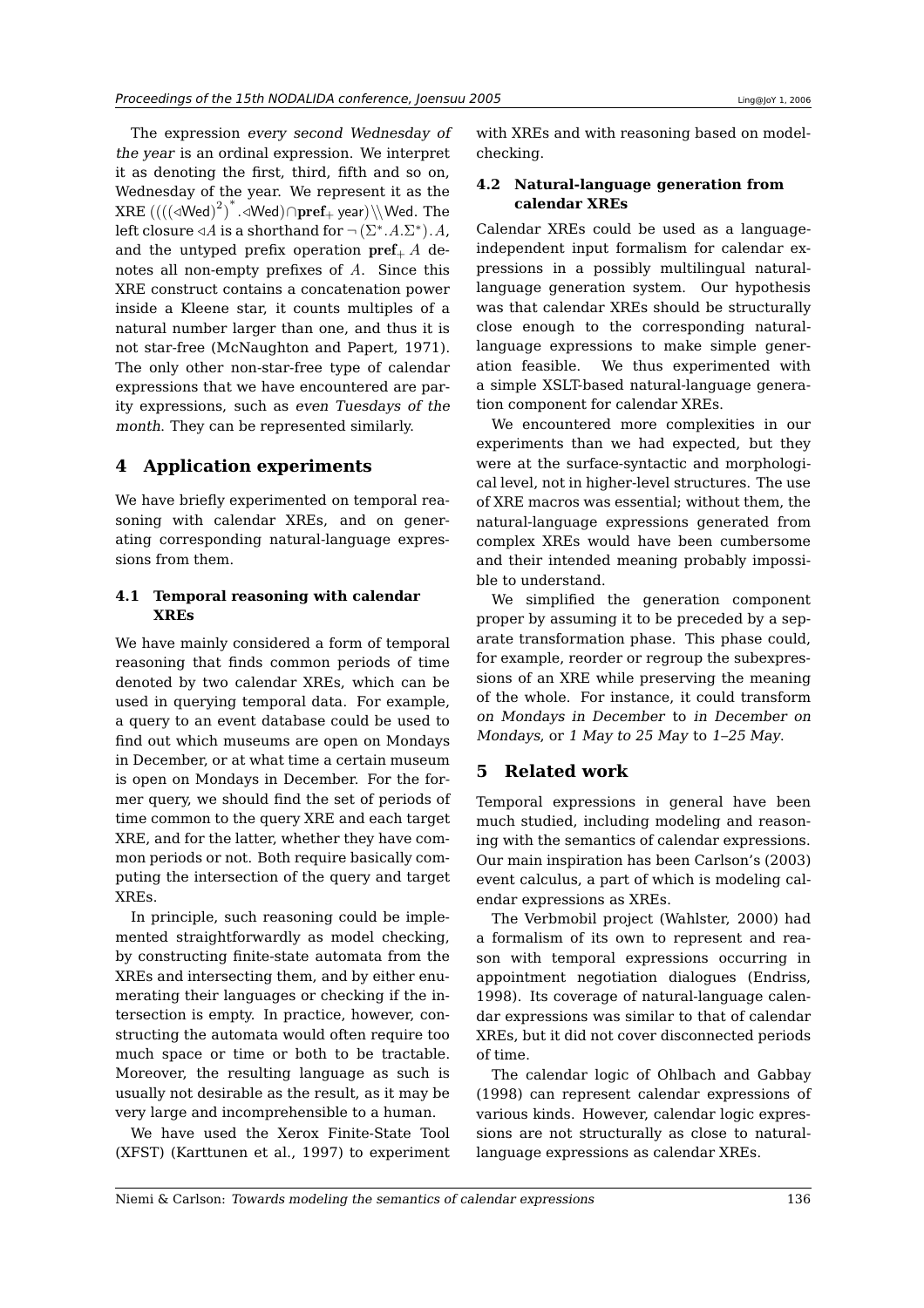The expression *every second Wednesday of the year* is an ordinal expression. We interpret it as denoting the first, third, fifth and so on, Wednesday of the year. We represent it as the XRE $((((\triangleleft \mathsf{Wed})^2)^*.\triangleleft\mathsf{Wed}) \cap \mathbf{pref}_+\ \mathsf{year}) \backslash\backslash \mathsf{Wed}$. The left closure $\triangleleft A$ is a shorthand for $\neg(\Sigma^*.A.\Sigma^*).A$, and the untyped prefix operation $\mathbf{pref}_+\ A$ denotes all non-empty prefixes of $A$. Since this XRE construct contains a concatenation power inside a Kleene star, it counts multiples of a natural number larger than one, and thus it is not star-free (McNaughton and Papert, 1971). The only other non-star-free type of calendar expressions that we have encountered are parity expressions, such as *even Tuesdays of the month*. They can be represented similarly.

## 4 Application experiments

We have briefly experimented on temporal reasoning with calendar XREs, and on generating corresponding natural-language expressions from them.

### 4.1 Temporal reasoning with calendar XREs

We have mainly considered a form of temporal reasoning that finds common periods of time denoted by two calendar XREs, which can be used in querying temporal data. For example, a query to an event database could be used to find out which museums are open on Mondays in December, or at what time a certain museum is open on Mondays in December. For the former query, we should find the set of periods of time common to the query XRE and each target XRE, and for the latter, whether they have common periods or not. Both require basically computing the intersection of the query and target XREs.

In principle, such reasoning could be implemented straightforwardly as model checking, by constructing finite-state automata from the XREs and intersecting them, and by either enumerating their languages or checking if the intersection is empty. In practice, however, constructing the automata would often require too much space or time or both to be tractable. Moreover, the resulting language as such is usually not desirable as the result, as it may be very large and incomprehensible to a human.

We have used the Xerox Finite-State Tool (XFST) (Karttunen et al., 1997) to experiment with XREs and with reasoning based on model-checking.

### 4.2 Natural-language generation from calendar XREs

Calendar XREs could be used as a language-independent input formalism for calendar expressions in a possibly multilingual natural-language generation system. Our hypothesis was that calendar XREs should be structurally close enough to the corresponding natural-language expressions to make simple generation feasible. We thus experimented with a simple XSLT-based natural-language generation component for calendar XREs.

We encountered more complexities in our experiments than we had expected, but they were at the surface-syntactic and morphological level, not in higher-level structures. The use of XRE macros was essential; without them, the natural-language expressions generated from complex XREs would have been cumbersome and their intended meaning probably impossible to understand.

We simplified the generation component proper by assuming it to be preceded by a separate transformation phase. This phase could, for example, reorder or regroup the subexpressions of an XRE while preserving the meaning of the whole. For instance, it could transform *on Mondays in December* to *in December on Mondays*, or *1 May to 25 May* to *1–25 May*.

## 5 Related work

Temporal expressions in general have been much studied, including modeling and reasoning with the semantics of calendar expressions. Our main inspiration has been Carlson's (2003) event calculus, a part of which is modeling calendar expressions as XREs.

The Verbmobil project (Wahlster, 2000) had a formalism of its own to represent and reason with temporal expressions occurring in appointment negotiation dialogues (Endriss, 1998). Its coverage of natural-language calendar expressions was similar to that of calendar XREs, but it did not cover disconnected periods of time.

The calendar logic of Ohlbach and Gabbay (1998) can represent calendar expressions of various kinds. However, calendar logic expressions are not structurally as close to natural-language expressions as calendar XREs.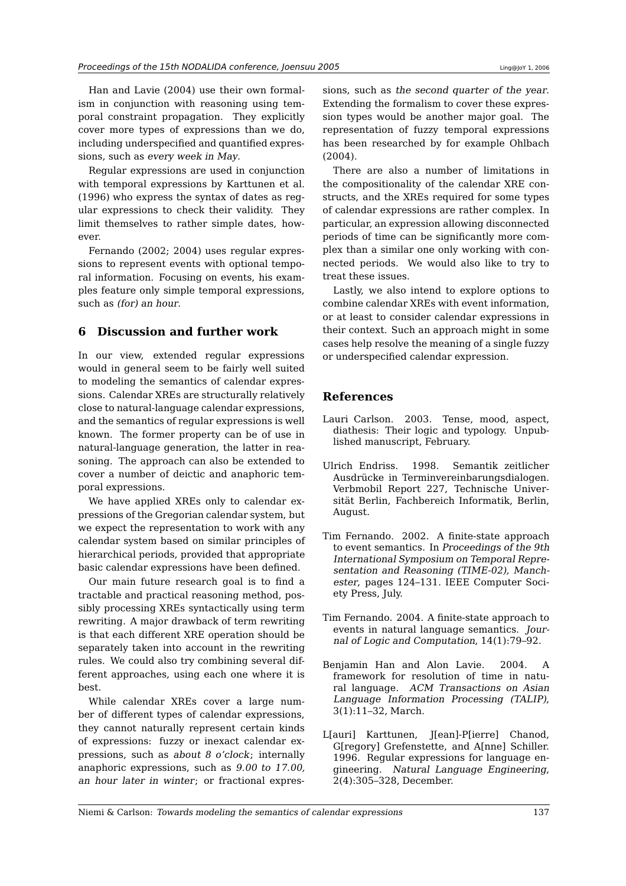Han and Lavie (2004) use their own formalism in conjunction with reasoning using temporal constraint propagation. They explicitly cover more types of expressions than we do, including underspecified and quantified expressions, such as *every week in May*.

Regular expressions are used in conjunction with temporal expressions by Karttunen et al. (1996) who express the syntax of dates as regular expressions to check their validity. They limit themselves to rather simple dates, however.

Fernando (2002; 2004) uses regular expressions to represent events with optional temporal information. Focusing on events, his examples feature only simple temporal expressions, such as *(for) an hour*.

## 6 Discussion and further work

In our view, extended regular expressions would in general seem to be fairly well suited to modeling the semantics of calendar expressions. Calendar XREs are structurally relatively close to natural-language calendar expressions, and the semantics of regular expressions is well known. The former property can be of use in natural-language generation, the latter in reasoning. The approach can also be extended to cover a number of deictic and anaphoric temporal expressions.

We have applied XREs only to calendar expressions of the Gregorian calendar system, but we expect the representation to work with any calendar system based on similar principles of hierarchical periods, provided that appropriate basic calendar expressions have been defined.

Our main future research goal is to find a tractable and practical reasoning method, possibly processing XREs syntactically using term rewriting. A major drawback of term rewriting is that each different XRE operation should be separately taken into account in the rewriting rules. We could also try combining several different approaches, using each one where it is best.

While calendar XREs cover a large number of different types of calendar expressions, they cannot naturally represent certain kinds of expressions: fuzzy or inexact calendar expressions, such as *about 8 o'clock*; internally anaphoric expressions, such as *9.00 to 17.00, an hour later in winter*; or fractional expressions, such as *the second quarter of the year*. Extending the formalism to cover these expression types would be another major goal. The representation of fuzzy temporal expressions has been researched by for example Ohlbach (2004).

There are also a number of limitations in the compositionality of the calendar XRE constructs, and the XREs required for some types of calendar expressions are rather complex. In particular, an expression allowing disconnected periods of time can be significantly more complex than a similar one only working with connected periods. We would also like to try to treat these issues.

Lastly, we also intend to explore options to combine calendar XREs with event information, or at least to consider calendar expressions in their context. Such an approach might in some cases help resolve the meaning of a single fuzzy or underspecified calendar expression.

## References

Lauri Carlson. 2003. Tense, mood, aspect, diathesis: Their logic and typology. Unpublished manuscript, February.

Ulrich Endriss. 1998. Semantik zeitlicher Ausdrücke in Terminvereinbarungsdialogen. Verbmobil Report 227, Technische Universität Berlin, Fachbereich Informatik, Berlin, August.

Tim Fernando. 2002. A finite-state approach to event semantics. In *Proceedings of the 9th International Symposium on Temporal Representation and Reasoning (TIME-02), Manchester*, pages 124–131. IEEE Computer Society Press, July.

Tim Fernando. 2004. A finite-state approach to events in natural language semantics. *Journal of Logic and Computation*, 14(1):79–92.

Benjamin Han and Alon Lavie. 2004. A framework for resolution of time in natural language. *ACM Transactions on Asian Language Information Processing (TALIP)*, 3(1):11–32, March.

L[auri] Karttunen, J[ean]-P[ierre] Chanod, G[regory] Grefenstette, and A[nne] Schiller. 1996. Regular expressions for language engineering. *Natural Language Engineering*, 2(4):305–328, December.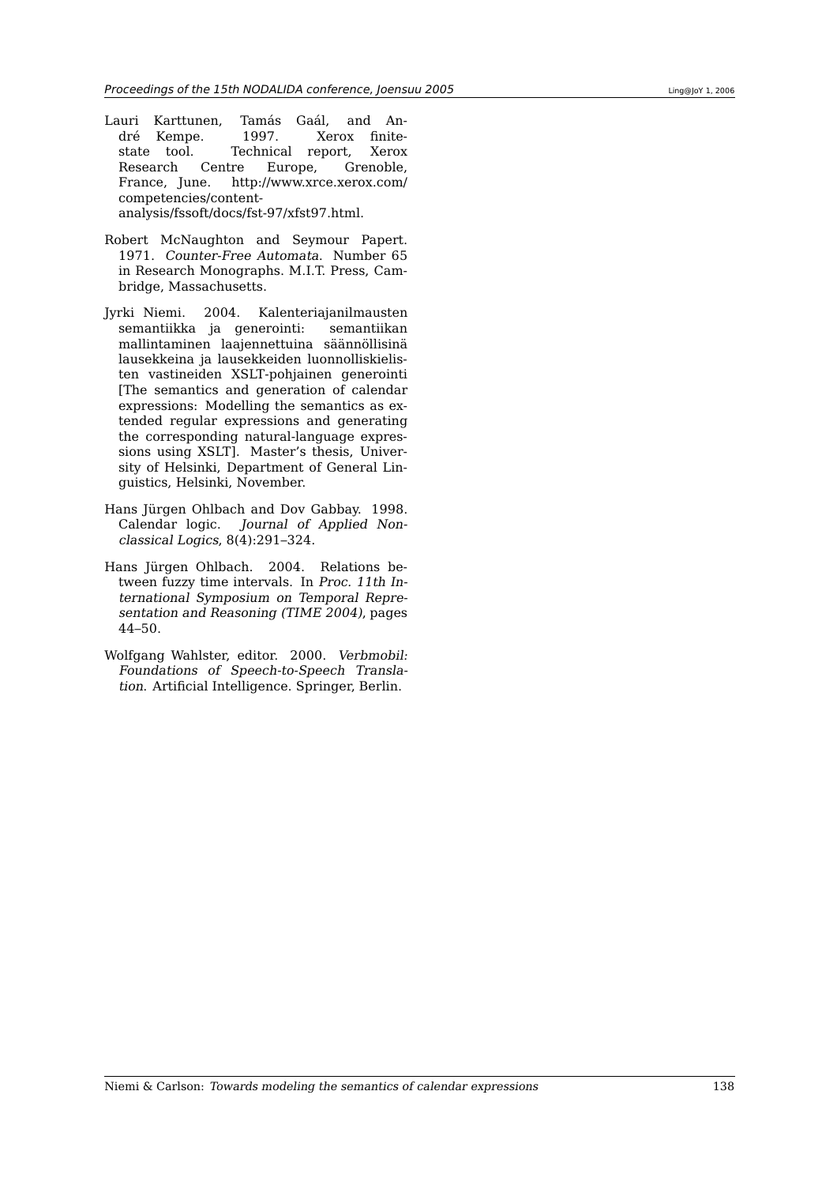Lauri Karttunen, Tamás Gaál, and André Kempe. 1997. Xerox finite-state tool. Technical report, Xerox Research Centre Europe, Grenoble, France, June. http://www.xrce.xerox.com/competencies/content-analysis/fssoft/docs/fst-97/xfst97.html.

Robert McNaughton and Seymour Papert. 1971. *Counter-Free Automata*. Number 65 in Research Monographs. M.I.T. Press, Cambridge, Massachusetts.

Jyrki Niemi. 2004. Kalenteriajanilmausten semantiikka ja generointi: semantiikan mallintaminen laajennettuina säännöllisinä lausekkeina ja lausekkeiden luonnolliskielisten vastineiden XSLT-pohjainen generointi [The semantics and generation of calendar expressions: Modelling the semantics as extended regular expressions and generating the corresponding natural-language expressions using XSLT]. Master's thesis, University of Helsinki, Department of General Linguistics, Helsinki, November.

Hans Jürgen Ohlbach and Dov Gabbay. 1998. Calendar logic. *Journal of Applied Non-classical Logics*, 8(4):291–324.

Hans Jürgen Ohlbach. 2004. Relations between fuzzy time intervals. In *Proc. 11th International Symposium on Temporal Representation and Reasoning (TIME 2004)*, pages 44–50.

Wolfgang Wahlster, editor. 2000. *Verbmobil: Foundations of Speech-to-Speech Translation*. Artificial Intelligence. Springer, Berlin.